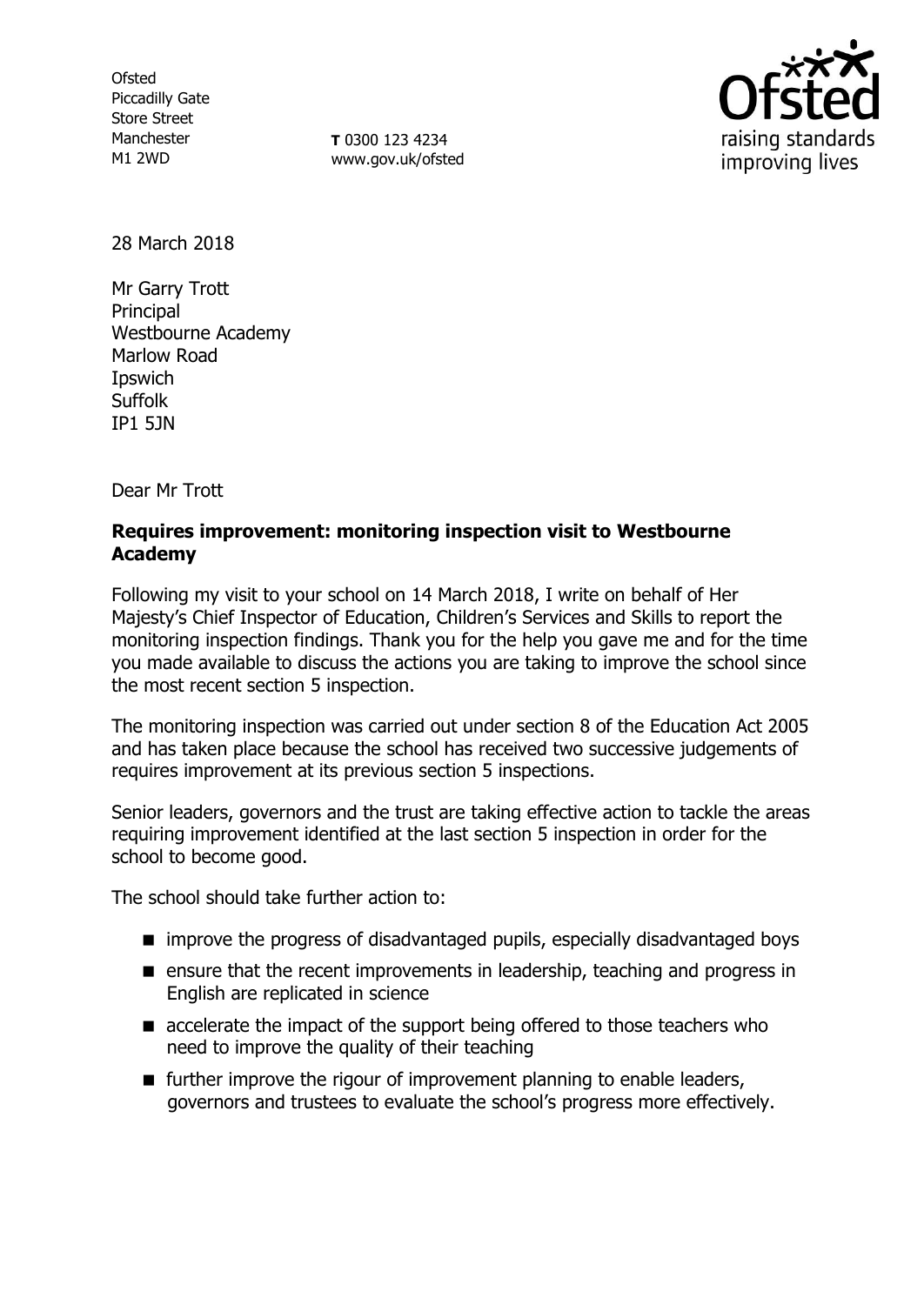Ofsted
Piccadilly Gate
Store Street
Manchester
M1 2WD

**T** 0300 123 4234
www.gov.uk/ofsted

28 March 2018

Mr Garry Trott
Principal
Westbourne Academy
Marlow Road
Ipswich
Suffolk
IP1 5JN

Dear Mr Trott

**Requires improvement: monitoring inspection visit to Westbourne Academy**

Following my visit to your school on 14 March 2018, I write on behalf of Her Majesty's Chief Inspector of Education, Children's Services and Skills to report the monitoring inspection findings. Thank you for the help you gave me and for the time you made available to discuss the actions you are taking to improve the school since the most recent section 5 inspection.

The monitoring inspection was carried out under section 8 of the Education Act 2005 and has taken place because the school has received two successive judgements of requires improvement at its previous section 5 inspections.

Senior leaders, governors and the trust are taking effective action to tackle the areas requiring improvement identified at the last section 5 inspection in order for the school to become good.

The school should take further action to:

- improve the progress of disadvantaged pupils, especially disadvantaged boys
- ensure that the recent improvements in leadership, teaching and progress in English are replicated in science
- accelerate the impact of the support being offered to those teachers who need to improve the quality of their teaching
- further improve the rigour of improvement planning to enable leaders, governors and trustees to evaluate the school's progress more effectively.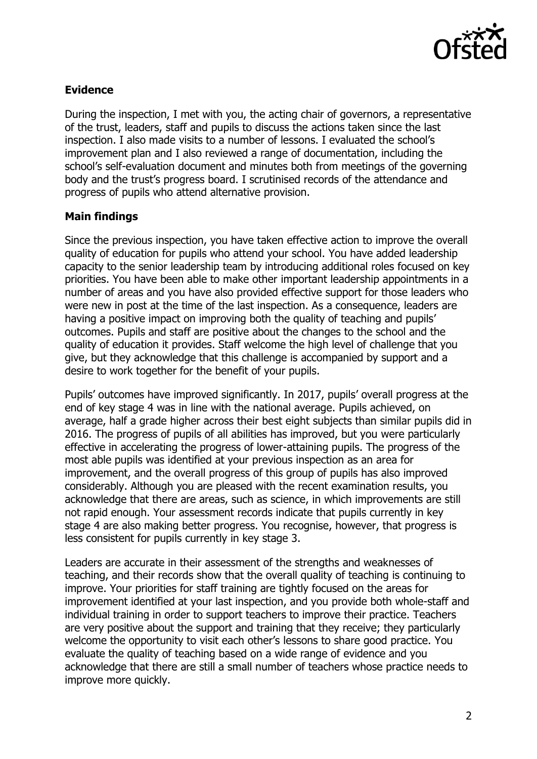## Evidence

During the inspection, I met with you, the acting chair of governors, a representative of the trust, leaders, staff and pupils to discuss the actions taken since the last inspection. I also made visits to a number of lessons. I evaluated the school's improvement plan and I also reviewed a range of documentation, including the school's self-evaluation document and minutes both from meetings of the governing body and the trust's progress board. I scrutinised records of the attendance and progress of pupils who attend alternative provision.

## Main findings

Since the previous inspection, you have taken effective action to improve the overall quality of education for pupils who attend your school. You have added leadership capacity to the senior leadership team by introducing additional roles focused on key priorities. You have been able to make other important leadership appointments in a number of areas and you have also provided effective support for those leaders who were new in post at the time of the last inspection. As a consequence, leaders are having a positive impact on improving both the quality of teaching and pupils' outcomes. Pupils and staff are positive about the changes to the school and the quality of education it provides. Staff welcome the high level of challenge that you give, but they acknowledge that this challenge is accompanied by support and a desire to work together for the benefit of your pupils.

Pupils' outcomes have improved significantly. In 2017, pupils' overall progress at the end of key stage 4 was in line with the national average. Pupils achieved, on average, half a grade higher across their best eight subjects than similar pupils did in 2016. The progress of pupils of all abilities has improved, but you were particularly effective in accelerating the progress of lower-attaining pupils. The progress of the most able pupils was identified at your previous inspection as an area for improvement, and the overall progress of this group of pupils has also improved considerably. Although you are pleased with the recent examination results, you acknowledge that there are areas, such as science, in which improvements are still not rapid enough. Your assessment records indicate that pupils currently in key stage 4 are also making better progress. You recognise, however, that progress is less consistent for pupils currently in key stage 3.

Leaders are accurate in their assessment of the strengths and weaknesses of teaching, and their records show that the overall quality of teaching is continuing to improve. Your priorities for staff training are tightly focused on the areas for improvement identified at your last inspection, and you provide both whole-staff and individual training in order to support teachers to improve their practice. Teachers are very positive about the support and training that they receive; they particularly welcome the opportunity to visit each other's lessons to share good practice. You evaluate the quality of teaching based on a wide range of evidence and you acknowledge that there are still a small number of teachers whose practice needs to improve more quickly.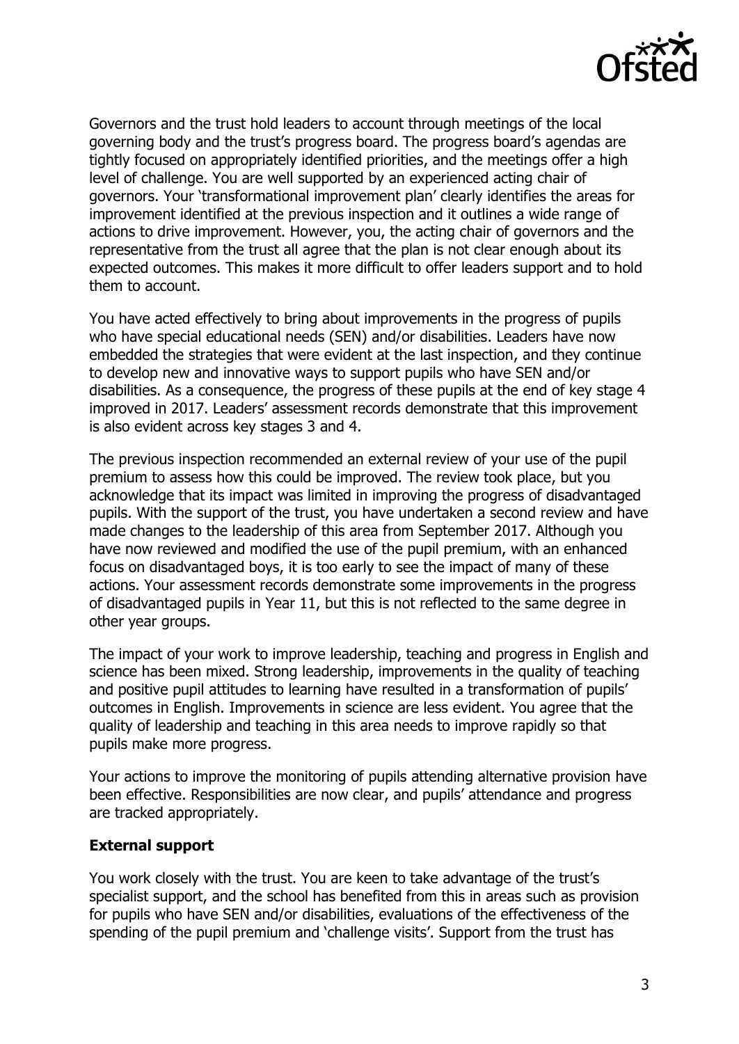Governors and the trust hold leaders to account through meetings of the local governing body and the trust's progress board. The progress board's agendas are tightly focused on appropriately identified priorities, and the meetings offer a high level of challenge. You are well supported by an experienced acting chair of governors. Your 'transformational improvement plan' clearly identifies the areas for improvement identified at the previous inspection and it outlines a wide range of actions to drive improvement. However, you, the acting chair of governors and the representative from the trust all agree that the plan is not clear enough about its expected outcomes. This makes it more difficult to offer leaders support and to hold them to account.

You have acted effectively to bring about improvements in the progress of pupils who have special educational needs (SEN) and/or disabilities. Leaders have now embedded the strategies that were evident at the last inspection, and they continue to develop new and innovative ways to support pupils who have SEN and/or disabilities. As a consequence, the progress of these pupils at the end of key stage 4 improved in 2017. Leaders' assessment records demonstrate that this improvement is also evident across key stages 3 and 4.

The previous inspection recommended an external review of your use of the pupil premium to assess how this could be improved. The review took place, but you acknowledge that its impact was limited in improving the progress of disadvantaged pupils. With the support of the trust, you have undertaken a second review and have made changes to the leadership of this area from September 2017. Although you have now reviewed and modified the use of the pupil premium, with an enhanced focus on disadvantaged boys, it is too early to see the impact of many of these actions. Your assessment records demonstrate some improvements in the progress of disadvantaged pupils in Year 11, but this is not reflected to the same degree in other year groups.

The impact of your work to improve leadership, teaching and progress in English and science has been mixed. Strong leadership, improvements in the quality of teaching and positive pupil attitudes to learning have resulted in a transformation of pupils' outcomes in English. Improvements in science are less evident. You agree that the quality of leadership and teaching in this area needs to improve rapidly so that pupils make more progress.

Your actions to improve the monitoring of pupils attending alternative provision have been effective. Responsibilities are now clear, and pupils' attendance and progress are tracked appropriately.

**External support**

You work closely with the trust. You are keen to take advantage of the trust's specialist support, and the school has benefited from this in areas such as provision for pupils who have SEN and/or disabilities, evaluations of the effectiveness of the spending of the pupil premium and 'challenge visits'. Support from the trust has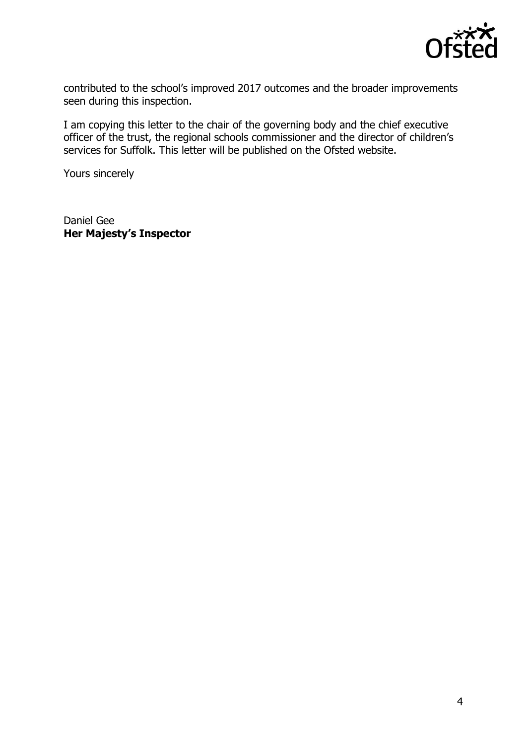contributed to the school's improved 2017 outcomes and the broader improvements seen during this inspection.

I am copying this letter to the chair of the governing body and the chief executive officer of the trust, the regional schools commissioner and the director of children's services for Suffolk. This letter will be published on the Ofsted website.

Yours sincerely

Daniel Gee
**Her Majesty's Inspector**